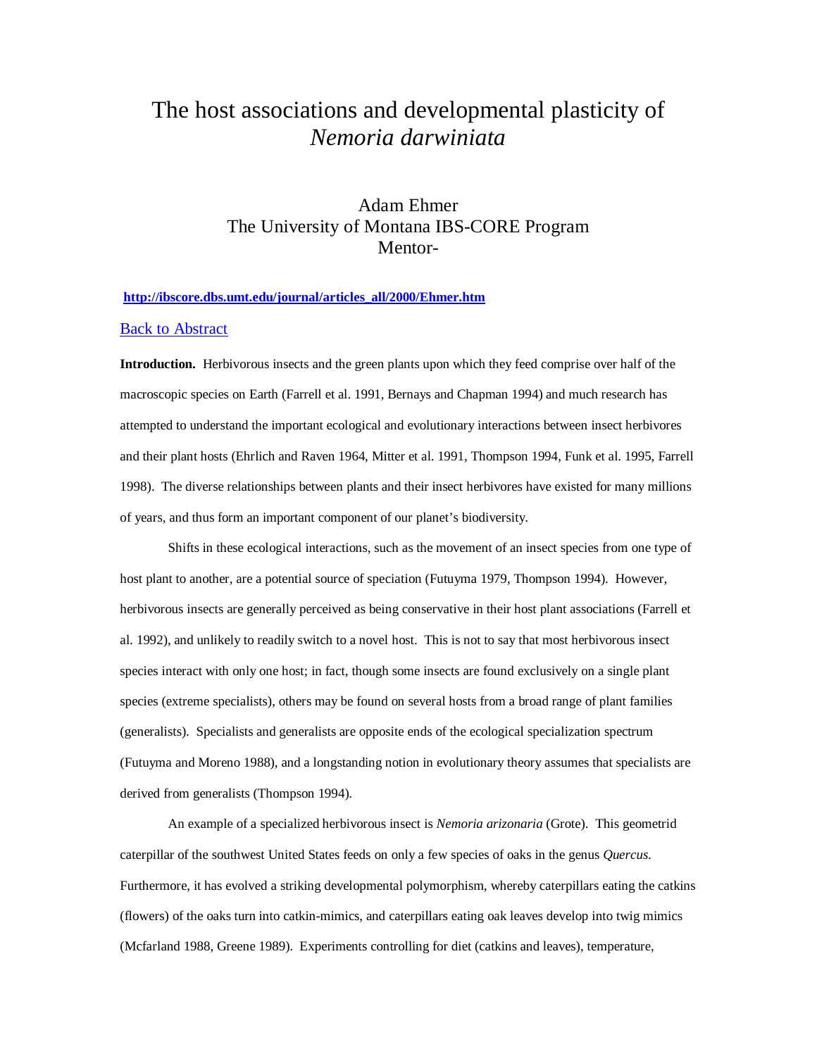# The host associations and developmental plasticity of *Nemoria darwiniata*

Adam Ehmer
The University of Montana IBS-CORE Program
Mentor-

**http://ibscore.dbs.umt.edu/journal/articles_all/2000/Ehmer.htm**

Back to Abstract

**Introduction.** Herbivorous insects and the green plants upon which they feed comprise over half of the macroscopic species on Earth (Farrell et al. 1991, Bernays and Chapman 1994) and much research has attempted to understand the important ecological and evolutionary interactions between insect herbivores and their plant hosts (Ehrlich and Raven 1964, Mitter et al. 1991, Thompson 1994, Funk et al. 1995, Farrell 1998). The diverse relationships between plants and their insect herbivores have existed for many millions of years, and thus form an important component of our planet's biodiversity.

Shifts in these ecological interactions, such as the movement of an insect species from one type of host plant to another, are a potential source of speciation (Futuyma 1979, Thompson 1994). However, herbivorous insects are generally perceived as being conservative in their host plant associations (Farrell et al. 1992), and unlikely to readily switch to a novel host. This is not to say that most herbivorous insect species interact with only one host; in fact, though some insects are found exclusively on a single plant species (extreme specialists), others may be found on several hosts from a broad range of plant families (generalists). Specialists and generalists are opposite ends of the ecological specialization spectrum (Futuyma and Moreno 1988), and a longstanding notion in evolutionary theory assumes that specialists are derived from generalists (Thompson 1994).

An example of a specialized herbivorous insect is *Nemoria arizonaria* (Grote). This geometrid caterpillar of the southwest United States feeds on only a few species of oaks in the genus *Quercus*. Furthermore, it has evolved a striking developmental polymorphism, whereby caterpillars eating the catkins (flowers) of the oaks turn into catkin-mimics, and caterpillars eating oak leaves develop into twig mimics (Mcfarland 1988, Greene 1989). Experiments controlling for diet (catkins and leaves), temperature,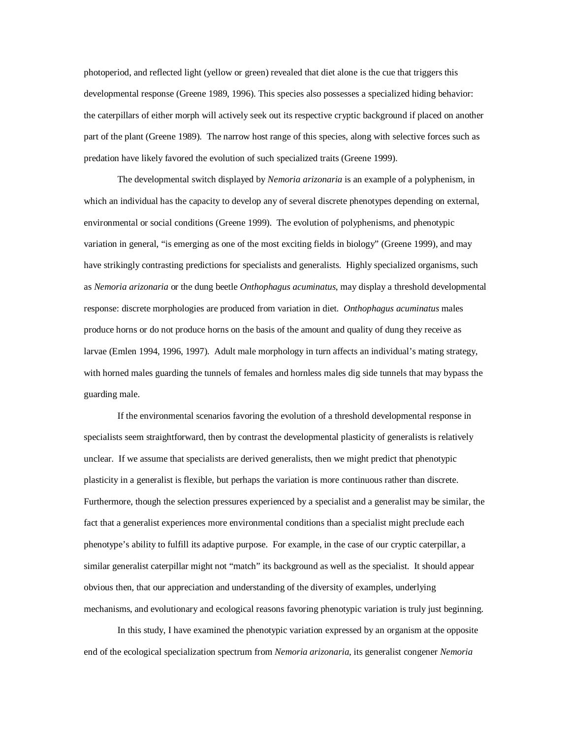photoperiod, and reflected light (yellow or green) revealed that diet alone is the cue that triggers this developmental response (Greene 1989, 1996). This species also possesses a specialized hiding behavior: the caterpillars of either morph will actively seek out its respective cryptic background if placed on another part of the plant (Greene 1989). The narrow host range of this species, along with selective forces such as predation have likely favored the evolution of such specialized traits (Greene 1999).

The developmental switch displayed by *Nemoria arizonaria* is an example of a polyphenism, in which an individual has the capacity to develop any of several discrete phenotypes depending on external, environmental or social conditions (Greene 1999). The evolution of polyphenisms, and phenotypic variation in general, "is emerging as one of the most exciting fields in biology" (Greene 1999), and may have strikingly contrasting predictions for specialists and generalists. Highly specialized organisms, such as *Nemoria arizonaria* or the dung beetle *Onthophagus acuminatus*, may display a threshold developmental response: discrete morphologies are produced from variation in diet. *Onthophagus acuminatus* males produce horns or do not produce horns on the basis of the amount and quality of dung they receive as larvae (Emlen 1994, 1996, 1997). Adult male morphology in turn affects an individual's mating strategy, with horned males guarding the tunnels of females and hornless males dig side tunnels that may bypass the guarding male.

If the environmental scenarios favoring the evolution of a threshold developmental response in specialists seem straightforward, then by contrast the developmental plasticity of generalists is relatively unclear. If we assume that specialists are derived generalists, then we might predict that phenotypic plasticity in a generalist is flexible, but perhaps the variation is more continuous rather than discrete. Furthermore, though the selection pressures experienced by a specialist and a generalist may be similar, the fact that a generalist experiences more environmental conditions than a specialist might preclude each phenotype's ability to fulfill its adaptive purpose. For example, in the case of our cryptic caterpillar, a similar generalist caterpillar might not "match" its background as well as the specialist. It should appear obvious then, that our appreciation and understanding of the diversity of examples, underlying mechanisms, and evolutionary and ecological reasons favoring phenotypic variation is truly just beginning.

In this study, I have examined the phenotypic variation expressed by an organism at the opposite end of the ecological specialization spectrum from *Nemoria arizonaria*, its generalist congener *Nemoria*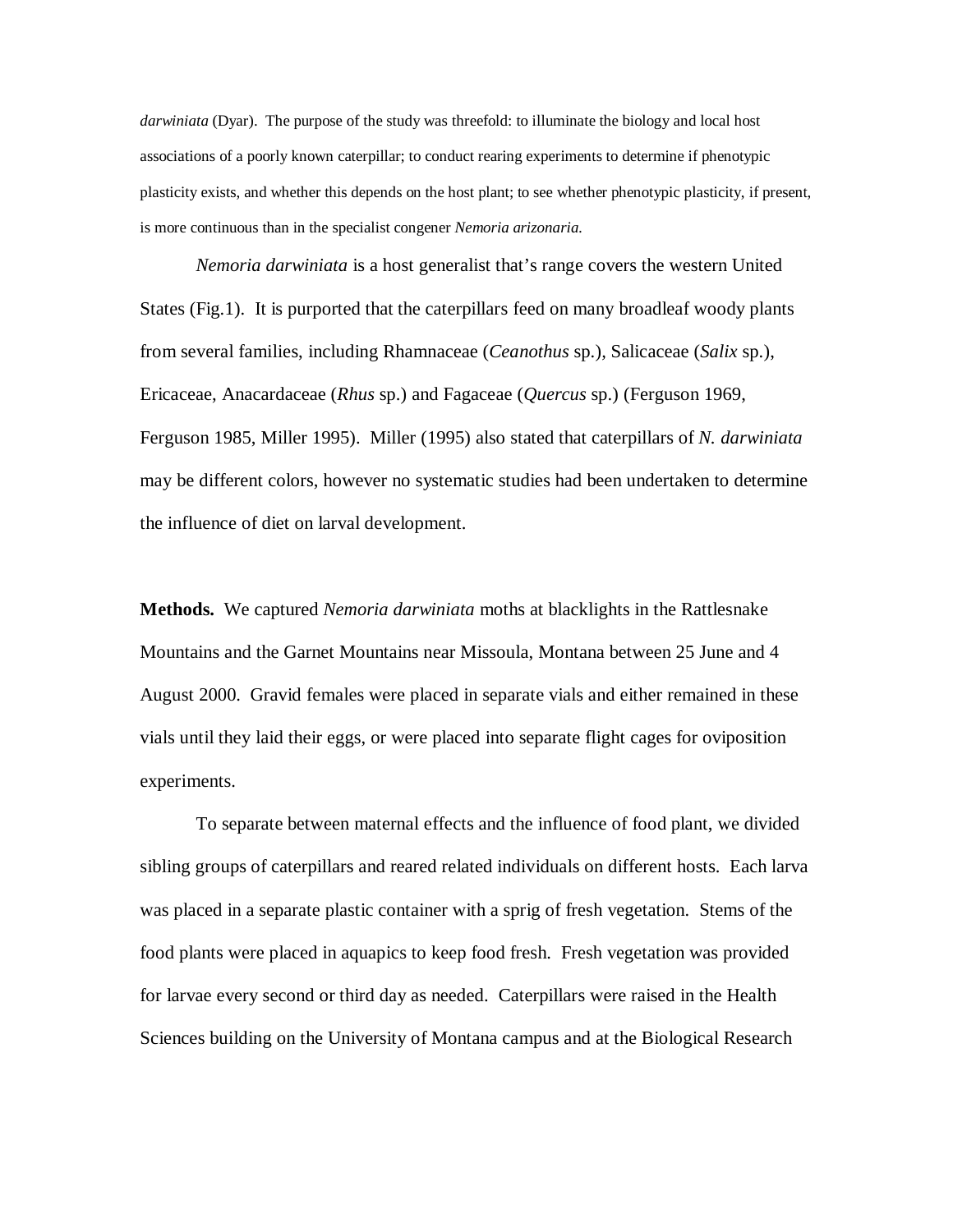*darwiniata* (Dyar). The purpose of the study was threefold: to illuminate the biology and local host associations of a poorly known caterpillar; to conduct rearing experiments to determine if phenotypic plasticity exists, and whether this depends on the host plant; to see whether phenotypic plasticity, if present, is more continuous than in the specialist congener *Nemoria arizonaria.*

*Nemoria darwiniata* is a host generalist that's range covers the western United States (Fig.1). It is purported that the caterpillars feed on many broadleaf woody plants from several families, including Rhamnaceae (*Ceanothus* sp.), Salicaceae (*Salix* sp.), Ericaceae, Anacardaceae (*Rhus* sp.) and Fagaceae (*Quercus* sp.) (Ferguson 1969, Ferguson 1985, Miller 1995). Miller (1995) also stated that caterpillars of *N. darwiniata* may be different colors, however no systematic studies had been undertaken to determine the influence of diet on larval development.

**Methods.** We captured *Nemoria darwiniata* moths at blacklights in the Rattlesnake Mountains and the Garnet Mountains near Missoula, Montana between 25 June and 4 August 2000. Gravid females were placed in separate vials and either remained in these vials until they laid their eggs, or were placed into separate flight cages for oviposition experiments.

To separate between maternal effects and the influence of food plant, we divided sibling groups of caterpillars and reared related individuals on different hosts. Each larva was placed in a separate plastic container with a sprig of fresh vegetation. Stems of the food plants were placed in aquapics to keep food fresh. Fresh vegetation was provided for larvae every second or third day as needed. Caterpillars were raised in the Health Sciences building on the University of Montana campus and at the Biological Research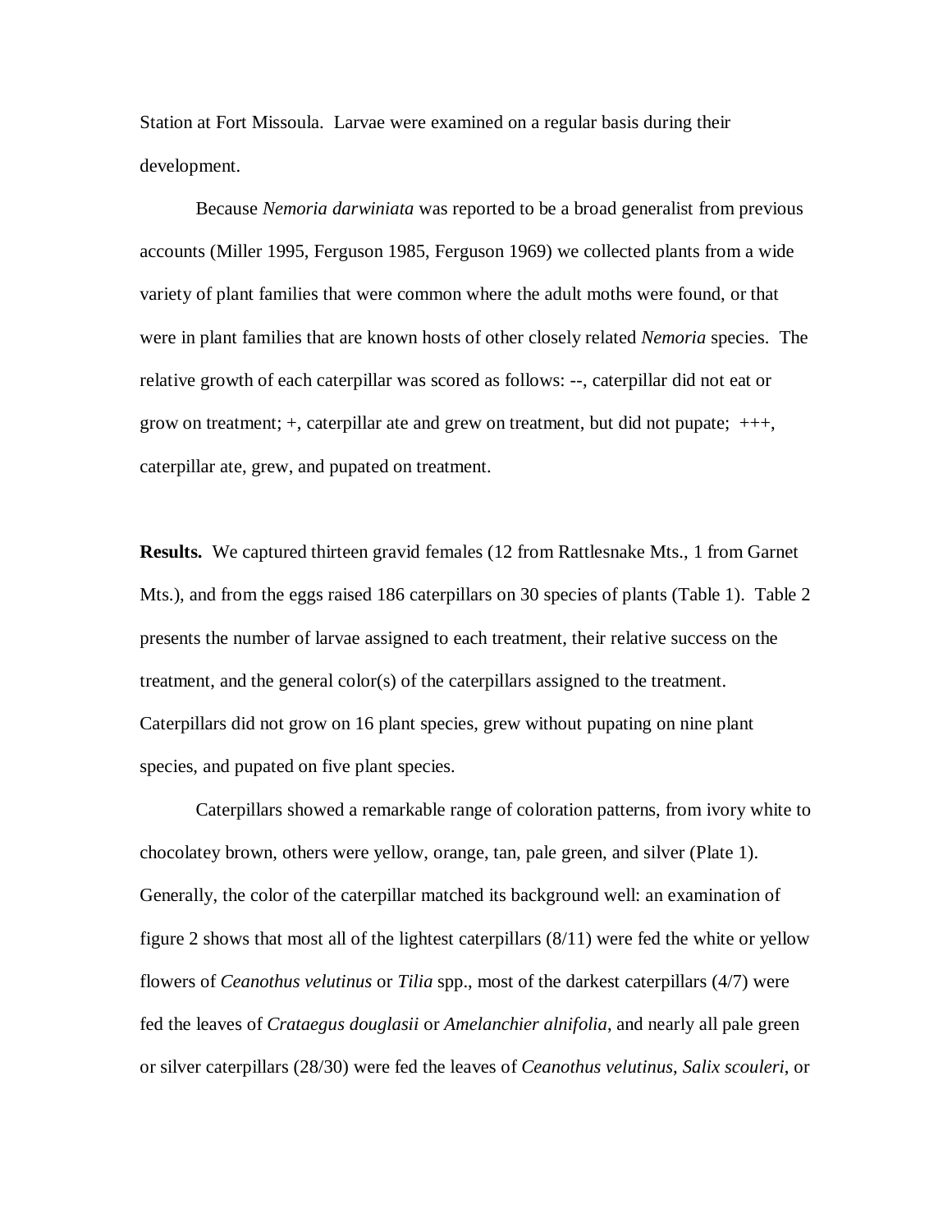Station at Fort Missoula. Larvae were examined on a regular basis during their development.

Because *Nemoria darwiniata* was reported to be a broad generalist from previous accounts (Miller 1995, Ferguson 1985, Ferguson 1969) we collected plants from a wide variety of plant families that were common where the adult moths were found, or that were in plant families that are known hosts of other closely related *Nemoria* species. The relative growth of each caterpillar was scored as follows: --, caterpillar did not eat or grow on treatment; +, caterpillar ate and grew on treatment, but did not pupate; +++, caterpillar ate, grew, and pupated on treatment.

**Results.** We captured thirteen gravid females (12 from Rattlesnake Mts., 1 from Garnet Mts.), and from the eggs raised 186 caterpillars on 30 species of plants (Table 1). Table 2 presents the number of larvae assigned to each treatment, their relative success on the treatment, and the general color(s) of the caterpillars assigned to the treatment. Caterpillars did not grow on 16 plant species, grew without pupating on nine plant species, and pupated on five plant species.

Caterpillars showed a remarkable range of coloration patterns, from ivory white to chocolatey brown, others were yellow, orange, tan, pale green, and silver (Plate 1). Generally, the color of the caterpillar matched its background well: an examination of figure 2 shows that most all of the lightest caterpillars (8/11) were fed the white or yellow flowers of *Ceanothus velutinus* or *Tilia* spp., most of the darkest caterpillars (4/7) were fed the leaves of *Crataegus douglasii* or *Amelanchier alnifolia*, and nearly all pale green or silver caterpillars (28/30) were fed the leaves of *Ceanothus velutinus*, *Salix scouleri*, or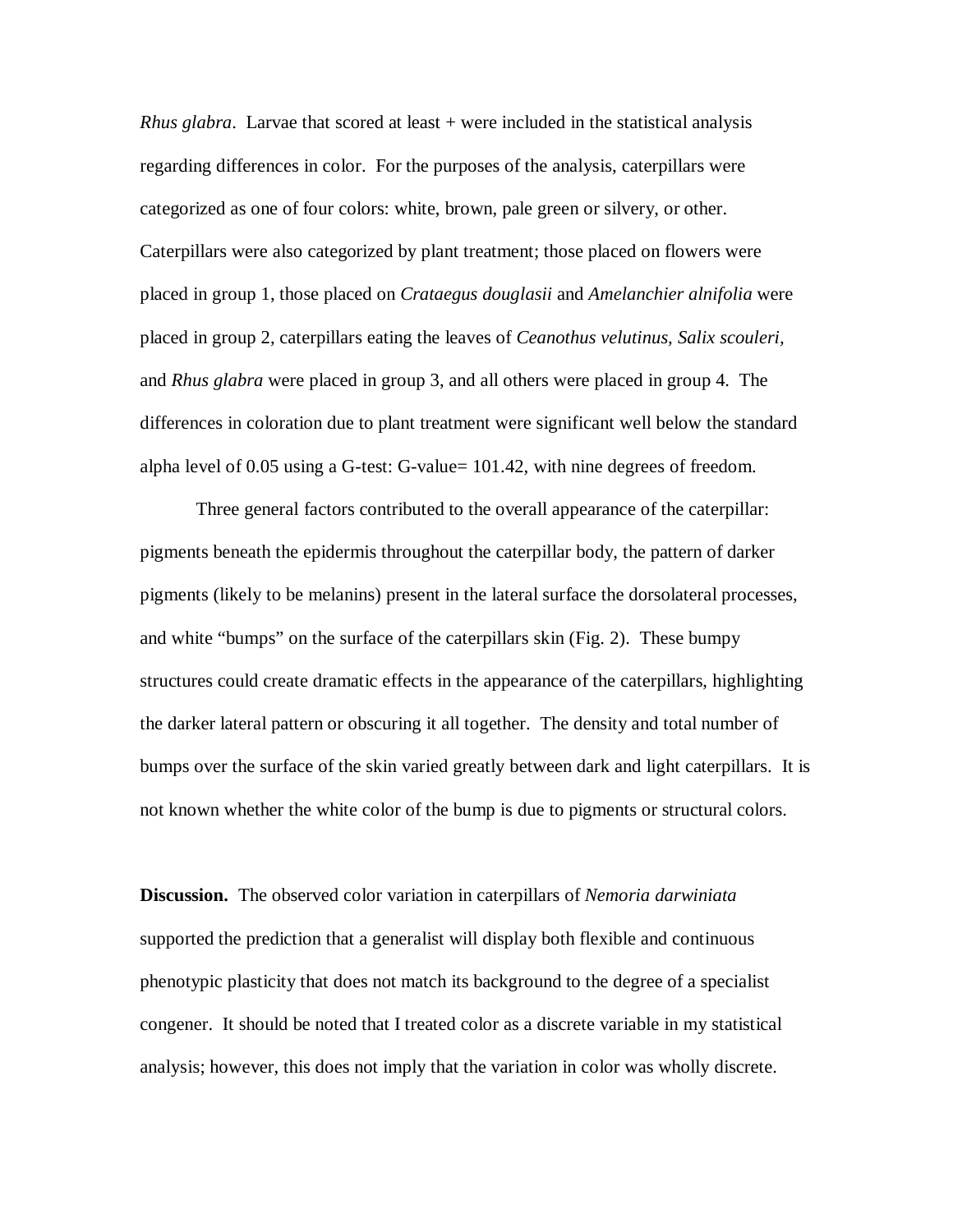*Rhus glabra*. Larvae that scored at least + were included in the statistical analysis regarding differences in color. For the purposes of the analysis, caterpillars were categorized as one of four colors: white, brown, pale green or silvery, or other. Caterpillars were also categorized by plant treatment; those placed on flowers were placed in group 1, those placed on *Crataegus douglasii* and *Amelanchier alnifolia* were placed in group 2, caterpillars eating the leaves of *Ceanothus velutinus, Salix scouleri,* and *Rhus glabra* were placed in group 3, and all others were placed in group 4. The differences in coloration due to plant treatment were significant well below the standard alpha level of 0.05 using a G-test: G-value= 101.42, with nine degrees of freedom.

Three general factors contributed to the overall appearance of the caterpillar: pigments beneath the epidermis throughout the caterpillar body, the pattern of darker pigments (likely to be melanins) present in the lateral surface the dorsolateral processes, and white "bumps" on the surface of the caterpillars skin (Fig. 2). These bumpy structures could create dramatic effects in the appearance of the caterpillars, highlighting the darker lateral pattern or obscuring it all together. The density and total number of bumps over the surface of the skin varied greatly between dark and light caterpillars. It is not known whether the white color of the bump is due to pigments or structural colors.

**Discussion.** The observed color variation in caterpillars of *Nemoria darwiniata* supported the prediction that a generalist will display both flexible and continuous phenotypic plasticity that does not match its background to the degree of a specialist congener. It should be noted that I treated color as a discrete variable in my statistical analysis; however, this does not imply that the variation in color was wholly discrete.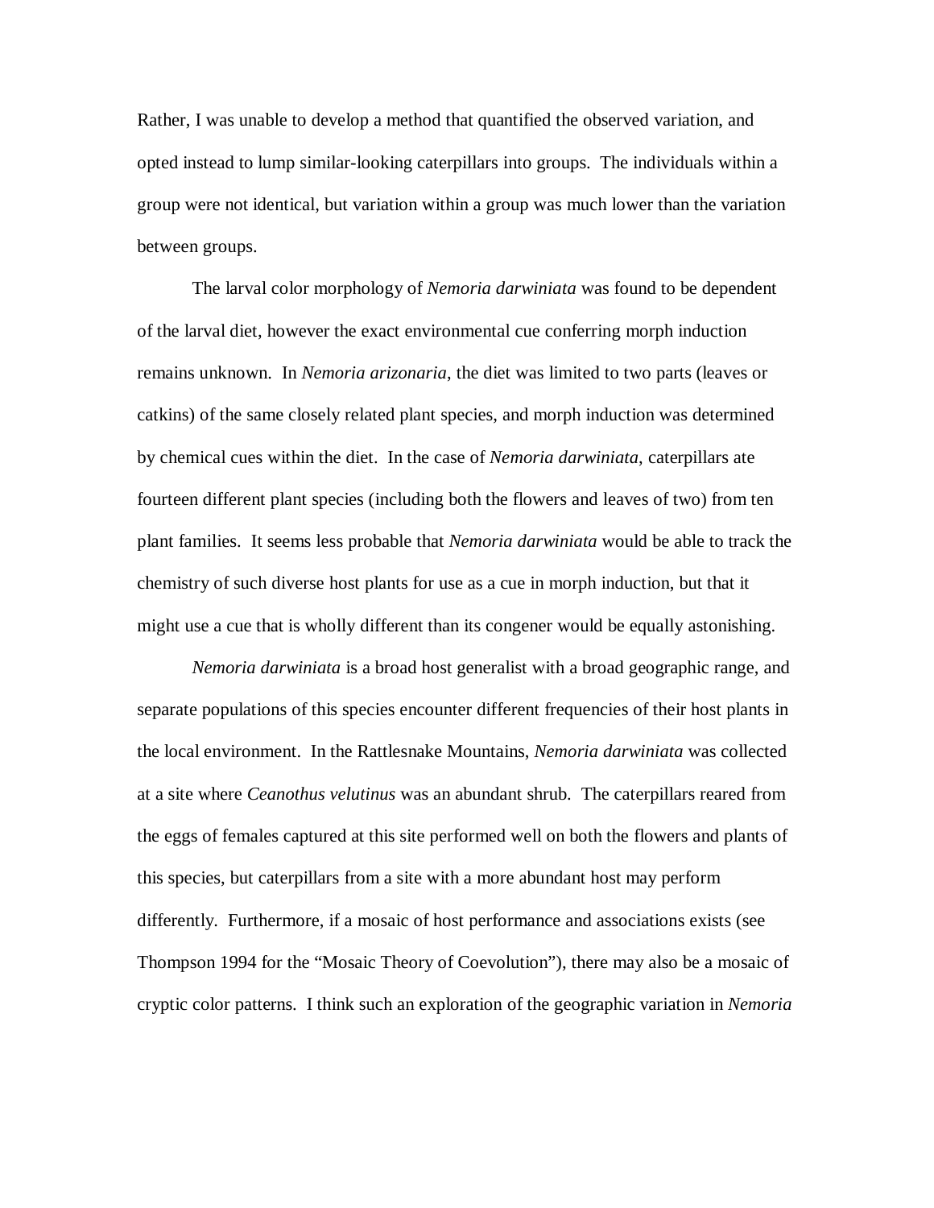Rather, I was unable to develop a method that quantified the observed variation, and opted instead to lump similar-looking caterpillars into groups. The individuals within a group were not identical, but variation within a group was much lower than the variation between groups.

The larval color morphology of *Nemoria darwiniata* was found to be dependent of the larval diet, however the exact environmental cue conferring morph induction remains unknown. In *Nemoria arizonaria*, the diet was limited to two parts (leaves or catkins) of the same closely related plant species, and morph induction was determined by chemical cues within the diet. In the case of *Nemoria darwiniata*, caterpillars ate fourteen different plant species (including both the flowers and leaves of two) from ten plant families. It seems less probable that *Nemoria darwiniata* would be able to track the chemistry of such diverse host plants for use as a cue in morph induction, but that it might use a cue that is wholly different than its congener would be equally astonishing.

*Nemoria darwiniata* is a broad host generalist with a broad geographic range, and separate populations of this species encounter different frequencies of their host plants in the local environment. In the Rattlesnake Mountains, *Nemoria darwiniata* was collected at a site where *Ceanothus velutinus* was an abundant shrub. The caterpillars reared from the eggs of females captured at this site performed well on both the flowers and plants of this species, but caterpillars from a site with a more abundant host may perform differently. Furthermore, if a mosaic of host performance and associations exists (see Thompson 1994 for the "Mosaic Theory of Coevolution"), there may also be a mosaic of cryptic color patterns. I think such an exploration of the geographic variation in *Nemoria*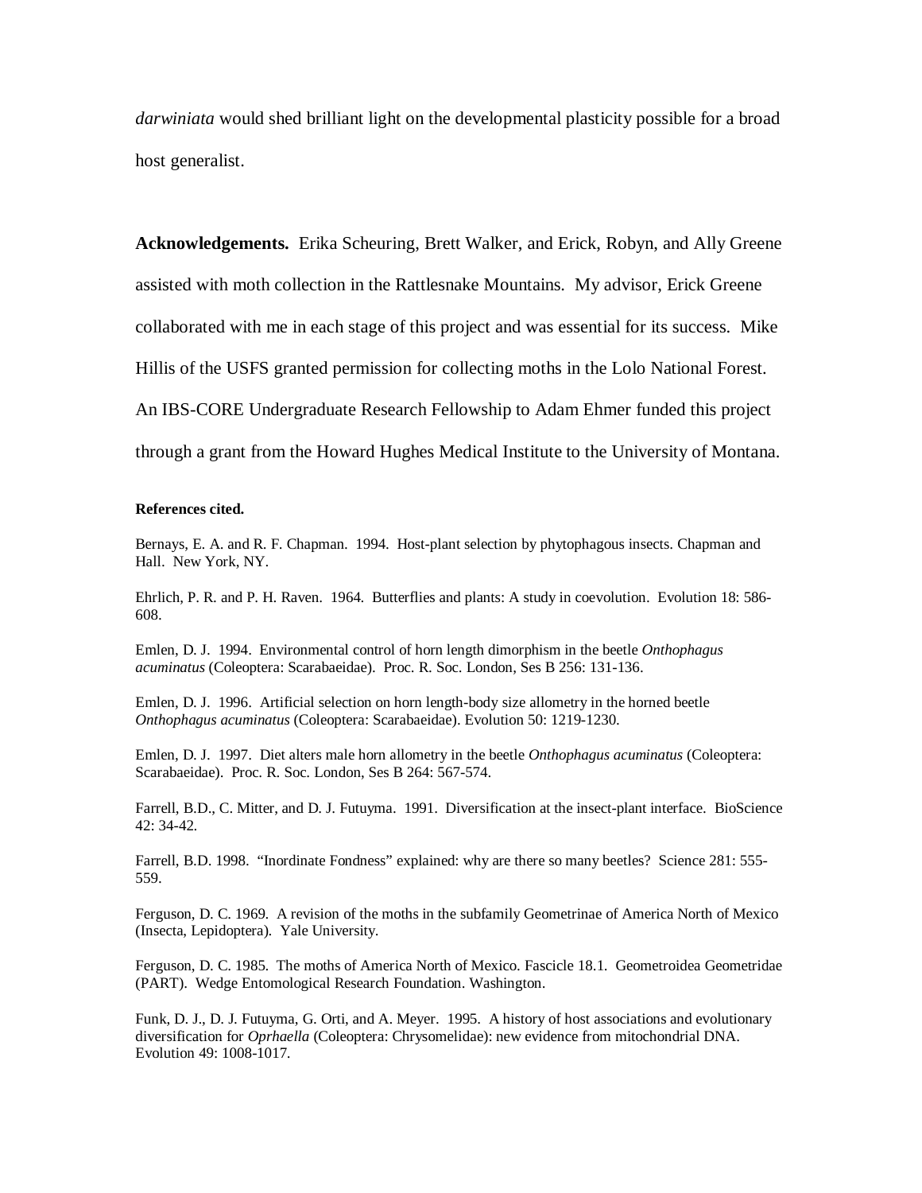*darwiniata* would shed brilliant light on the developmental plasticity possible for a broad host generalist.

**Acknowledgements.** Erika Scheuring, Brett Walker, and Erick, Robyn, and Ally Greene assisted with moth collection in the Rattlesnake Mountains. My advisor, Erick Greene collaborated with me in each stage of this project and was essential for its success. Mike Hillis of the USFS granted permission for collecting moths in the Lolo National Forest. An IBS-CORE Undergraduate Research Fellowship to Adam Ehmer funded this project through a grant from the Howard Hughes Medical Institute to the University of Montana.

**References cited.**

Bernays, E. A. and R. F. Chapman. 1994. Host-plant selection by phytophagous insects. Chapman and Hall. New York, NY.

Ehrlich, P. R. and P. H. Raven. 1964. Butterflies and plants: A study in coevolution. Evolution 18: 586-608.

Emlen, D. J. 1994. Environmental control of horn length dimorphism in the beetle *Onthophagus acuminatus* (Coleoptera: Scarabaeidae). Proc. R. Soc. London, Ses B 256: 131-136.

Emlen, D. J. 1996. Artificial selection on horn length-body size allometry in the horned beetle *Onthophagus acuminatus* (Coleoptera: Scarabaeidae). Evolution 50: 1219-1230.

Emlen, D. J. 1997. Diet alters male horn allometry in the beetle *Onthophagus acuminatus* (Coleoptera: Scarabaeidae). Proc. R. Soc. London, Ses B 264: 567-574.

Farrell, B.D., C. Mitter, and D. J. Futuyma. 1991. Diversification at the insect-plant interface. BioScience 42: 34-42.

Farrell, B.D. 1998. "Inordinate Fondness" explained: why are there so many beetles? Science 281: 555-559.

Ferguson, D. C. 1969. A revision of the moths in the subfamily Geometrinae of America North of Mexico (Insecta, Lepidoptera). Yale University.

Ferguson, D. C. 1985. The moths of America North of Mexico. Fascicle 18.1. Geometroidea Geometridae (PART). Wedge Entomological Research Foundation. Washington.

Funk, D. J., D. J. Futuyma, G. Orti, and A. Meyer. 1995. A history of host associations and evolutionary diversification for *Oprhaella* (Coleoptera: Chrysomelidae): new evidence from mitochondrial DNA. Evolution 49: 1008-1017.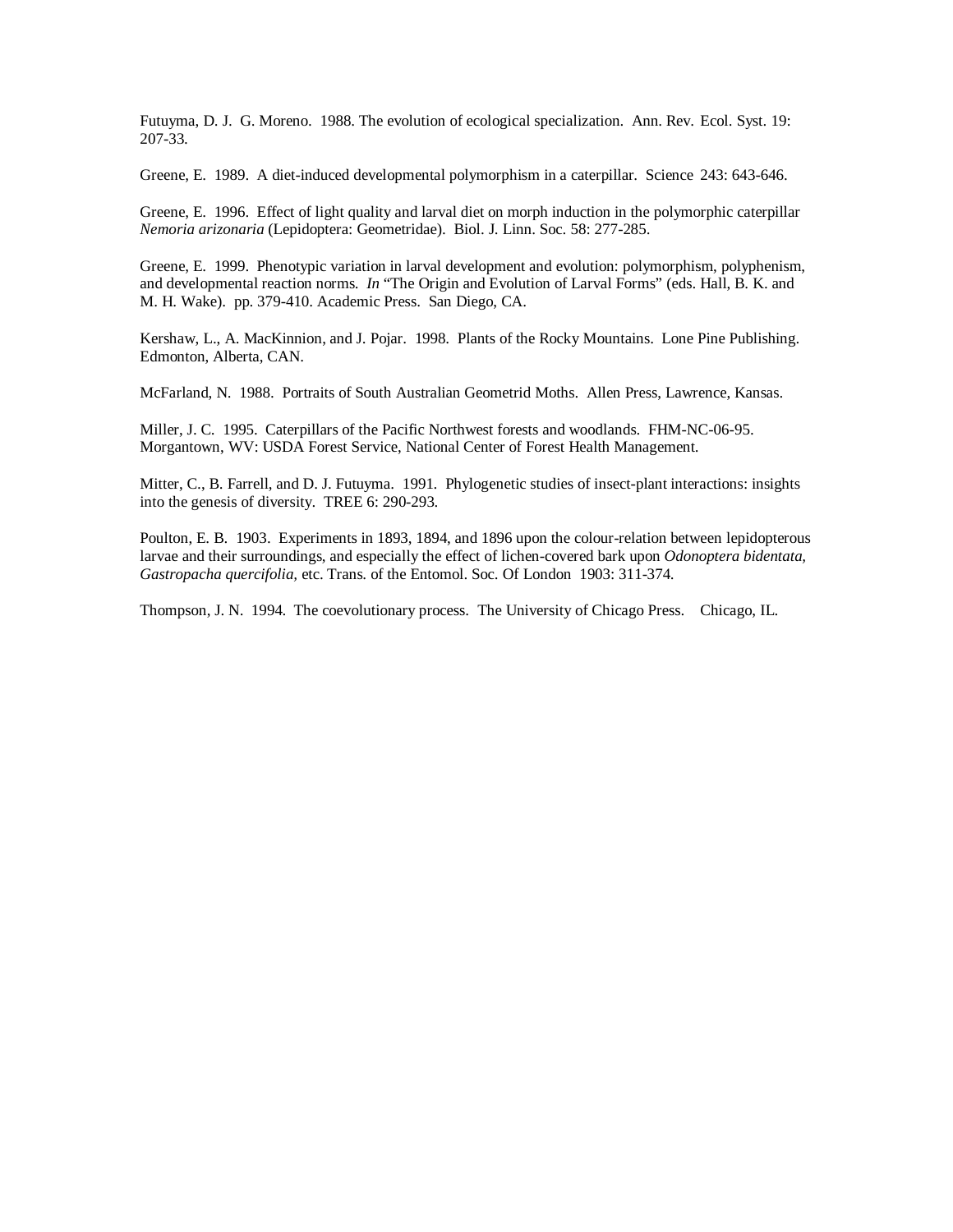Futuyma, D. J. G. Moreno. 1988. The evolution of ecological specialization. Ann. Rev. Ecol. Syst. 19: 207-33.

Greene, E. 1989. A diet-induced developmental polymorphism in a caterpillar. Science 243: 643-646.

Greene, E. 1996. Effect of light quality and larval diet on morph induction in the polymorphic caterpillar *Nemoria arizonaria* (Lepidoptera: Geometridae). Biol. J. Linn. Soc. 58: 277-285.

Greene, E. 1999. Phenotypic variation in larval development and evolution: polymorphism, polyphenism, and developmental reaction norms. *In* "The Origin and Evolution of Larval Forms" (eds. Hall, B. K. and M. H. Wake). pp. 379-410. Academic Press. San Diego, CA.

Kershaw, L., A. MacKinnion, and J. Pojar. 1998. Plants of the Rocky Mountains. Lone Pine Publishing. Edmonton, Alberta, CAN.

McFarland, N. 1988. Portraits of South Australian Geometrid Moths. Allen Press, Lawrence, Kansas.

Miller, J. C. 1995. Caterpillars of the Pacific Northwest forests and woodlands. FHM-NC-06-95. Morgantown, WV: USDA Forest Service, National Center of Forest Health Management.

Mitter, C., B. Farrell, and D. J. Futuyma. 1991. Phylogenetic studies of insect-plant interactions: insights into the genesis of diversity. TREE 6: 290-293.

Poulton, E. B. 1903. Experiments in 1893, 1894, and 1896 upon the colour-relation between lepidopterous larvae and their surroundings, and especially the effect of lichen-covered bark upon *Odonoptera bidentata, Gastropacha quercifolia,* etc. Trans. of the Entomol. Soc. Of London 1903: 311-374.

Thompson, J. N. 1994. The coevolutionary process. The University of Chicago Press. Chicago, IL.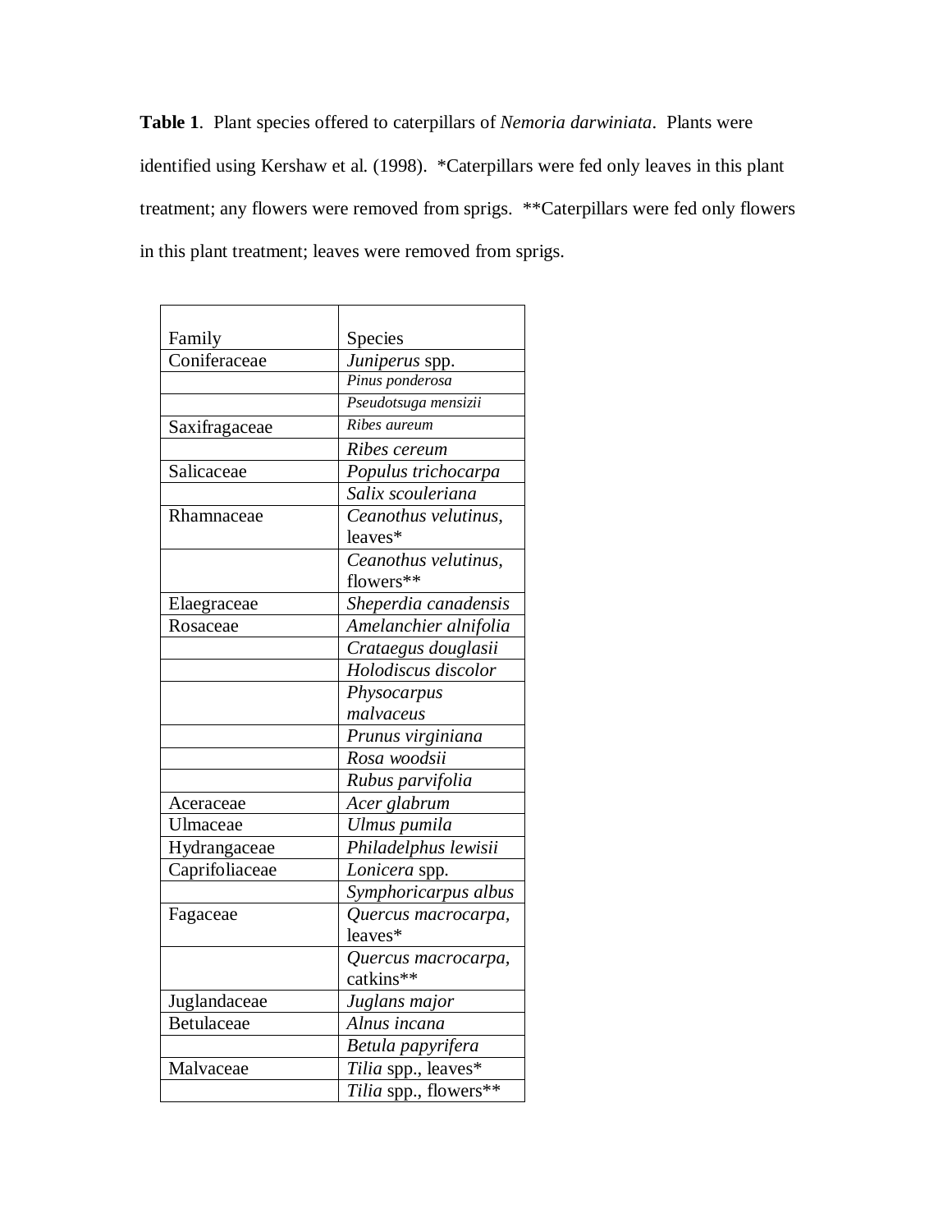**Table 1**. Plant species offered to caterpillars of *Nemoria darwiniata*. Plants were identified using Kershaw et al. (1998). *Caterpillars were fed only leaves in this plant treatment; any flowers were removed from sprigs. **Caterpillars were fed only flowers in this plant treatment; leaves were removed from sprigs.

| Family | Species |
|---|---|
| Coniferaceae | *Juniperus* spp. |
| | *Pinus ponderosa* |
| | *Pseudotsuga mensizii* |
| Saxifragaceae | *Ribes aureum* |
| | *Ribes cereum* |
| Salicaceae | *Populus trichocarpa* |
| | *Salix scouleriana* |
| Rhamnaceae | *Ceanothus velutinus,* leaves* |
| | *Ceanothus velutinus,* flowers** |
| Elaegraceae | *Sheperdia canadensis* |
| Rosaceae | *Amelanchier alnifolia* |
| | *Crataegus douglasii* |
| | *Holodiscus discolor* |
| | *Physocarpus malvaceus* |
| | *Prunus virginiana* |
| | *Rosa woodsii* |
| | *Rubus parvifolia* |
| Aceraceae | *Acer glabrum* |
| Ulmaceae | *Ulmus pumila* |
| Hydrangaceae | *Philadelphus lewisii* |
| Caprifoliaceae | *Lonicera* spp. |
| | *Symphoricarpus albus* |
| Fagaceae | *Quercus macrocarpa,* leaves* |
| | *Quercus macrocarpa,* catkins** |
| Juglandaceae | *Juglans major* |
| Betulaceae | *Alnus incana* |
| | *Betula papyrifera* |
| Malvaceae | *Tilia* spp., leaves* |
| | *Tilia* spp., flowers** |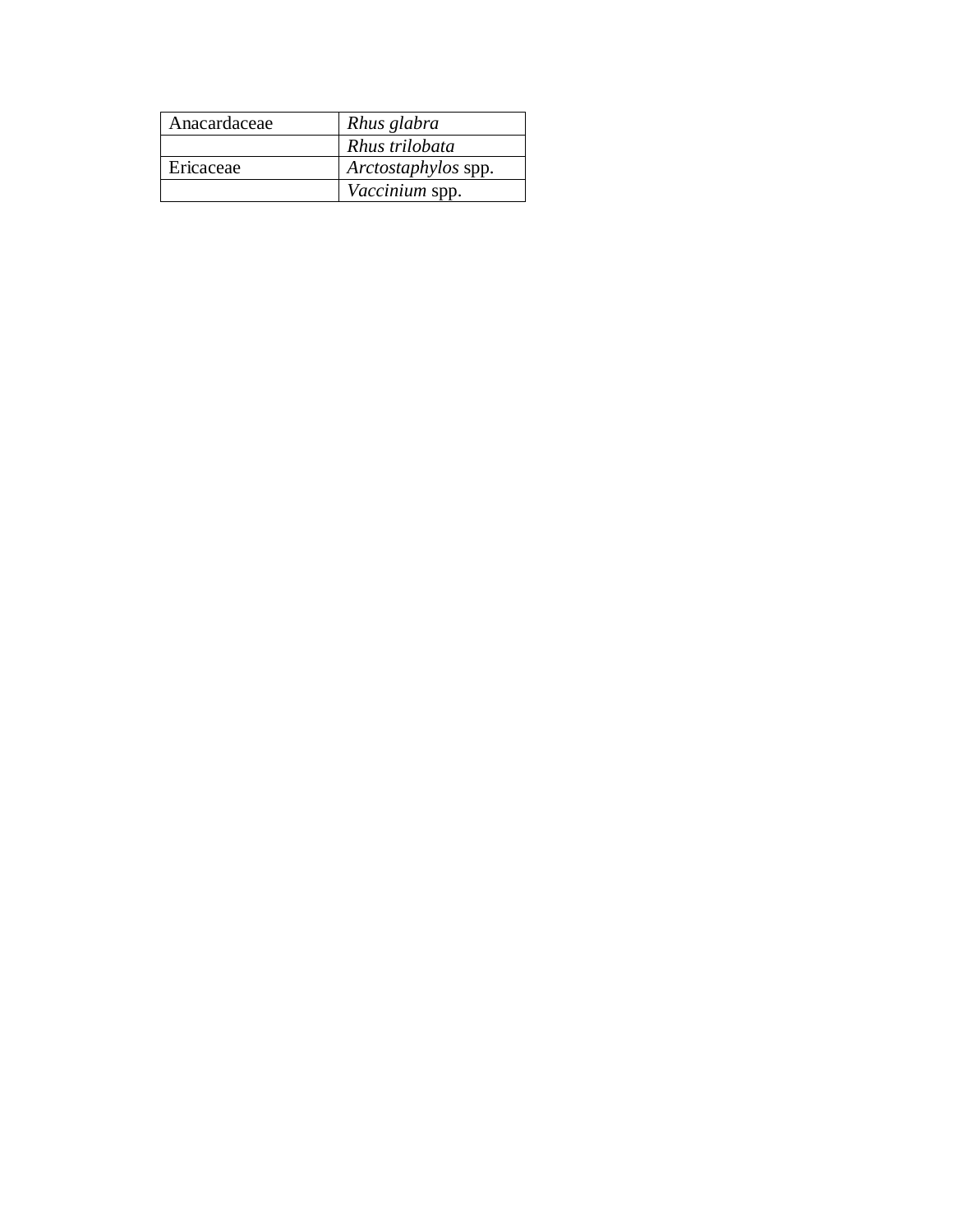| Anacardaceae | *Rhus glabra* |
|---|---|
| | *Rhus trilobata* |
| Ericaceae | *Arctostaphylos* spp. |
| | *Vaccinium* spp. |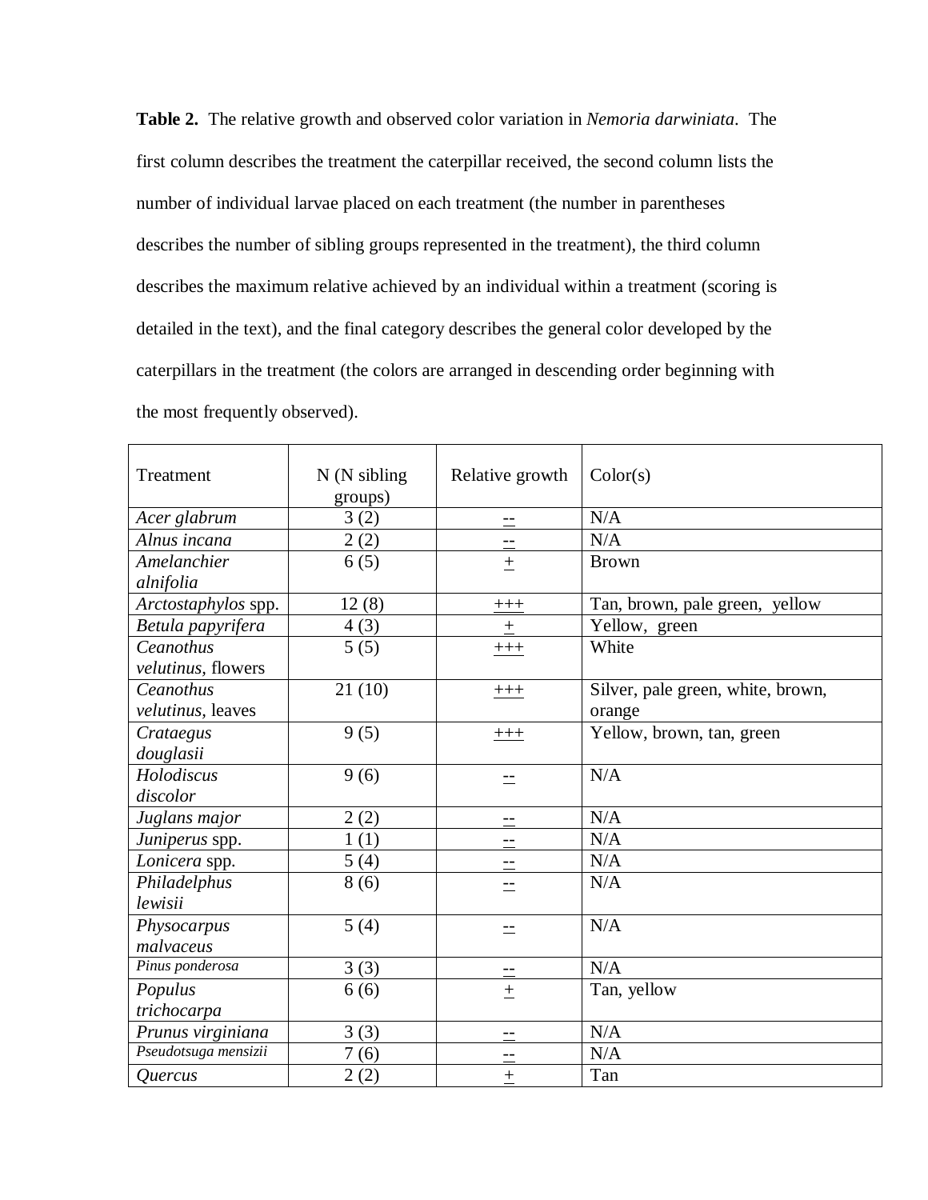**Table 2.** The relative growth and observed color variation in *Nemoria darwiniata*. The first column describes the treatment the caterpillar received, the second column lists the number of individual larvae placed on each treatment (the number in parentheses describes the number of sibling groups represented in the treatment), the third column describes the maximum relative achieved by an individual within a treatment (scoring is detailed in the text), and the final category describes the general color developed by the caterpillars in the treatment (the colors are arranged in descending order beginning with the most frequently observed).

| Treatment | N (N sibling groups) | Relative growth | Color(s) |
|---|---|---|---|
| *Acer glabrum* | 3 (2) | -- | N/A |
| *Alnus incana* | 2 (2) | -- | N/A |
| *Amelanchier alnifolia* | 6 (5) | + | Brown |
| *Arctostaphylos* spp. | 12 (8) | +++ | Tan, brown, pale green, yellow |
| *Betula papyrifera* | 4 (3) | + | Yellow, green |
| *Ceanothus velutinus*, flowers | 5 (5) | +++ | White |
| *Ceanothus velutinus*, leaves | 21 (10) | +++ | Silver, pale green, white, brown, orange |
| *Crataegus douglasii* | 9 (5) | +++ | Yellow, brown, tan, green |
| *Holodiscus discolor* | 9 (6) | -- | N/A |
| *Juglans major* | 2 (2) | -- | N/A |
| *Juniperus* spp. | 1 (1) | -- | N/A |
| *Lonicera* spp. | 5 (4) | -- | N/A |
| *Philadelphus lewisii* | 8 (6) | -- | N/A |
| *Physocarpus malvaceus* | 5 (4) | -- | N/A |
| *Pinus ponderosa* | 3 (3) | -- | N/A |
| *Populus trichocarpa* | 6 (6) | + | Tan, yellow |
| *Prunus virginiana* | 3 (3) | -- | N/A |
| *Pseudotsuga mensizii* | 7 (6) | -- | N/A |
| *Quercus* | 2 (2) | + | Tan |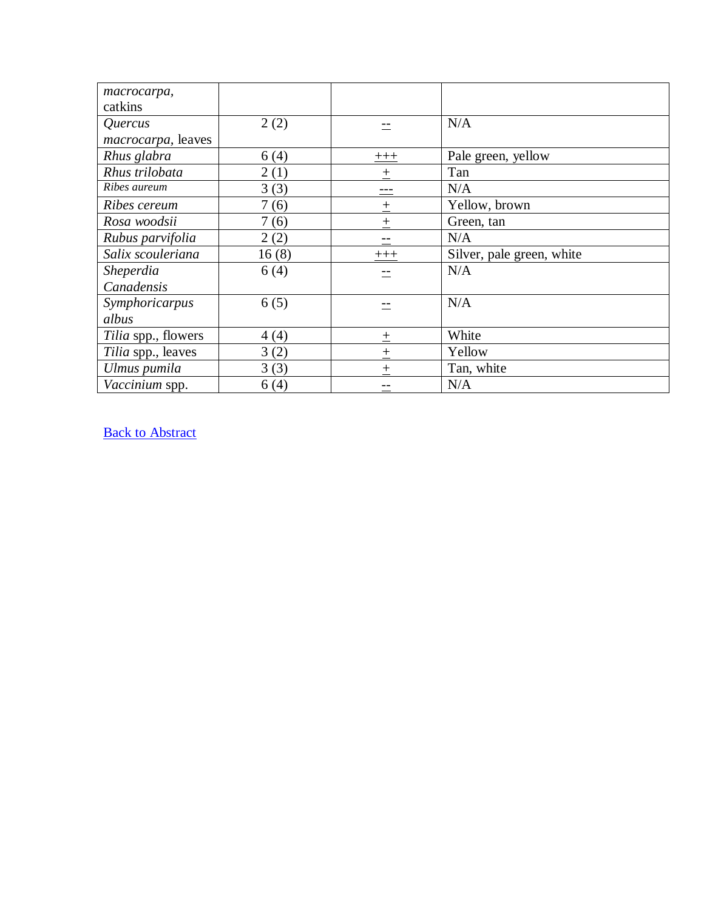| | | | |
|---|---|---|---|
| *macrocarpa*, catkins | | | |
| *Quercus macrocarpa*, leaves | 2 (2) | -- | N/A |
| *Rhus glabra* | 6 (4) | +++ | Pale green, yellow |
| *Rhus trilobata* | 2 (1) | ± | Tan |
| *Ribes aureum* | 3 (3) | --- | N/A |
| *Ribes cereum* | 7 (6) | ± | Yellow, brown |
| *Rosa woodsii* | 7 (6) | ± | Green, tan |
| *Rubus parvifolia* | 2 (2) | -- | N/A |
| *Salix scouleriana* | 16 (8) | +++ | Silver, pale green, white |
| *Sheperdia Canadensis* | 6 (4) | -- | N/A |
| *Symphoricarpus albus* | 6 (5) | -- | N/A |
| *Tilia* spp., flowers | 4 (4) | ± | White |
| *Tilia* spp., leaves | 3 (2) | ± | Yellow |
| *Ulmus pumila* | 3 (3) | ± | Tan, white |
| *Vaccinium* spp. | 6 (4) | -- | N/A |

Back to Abstract